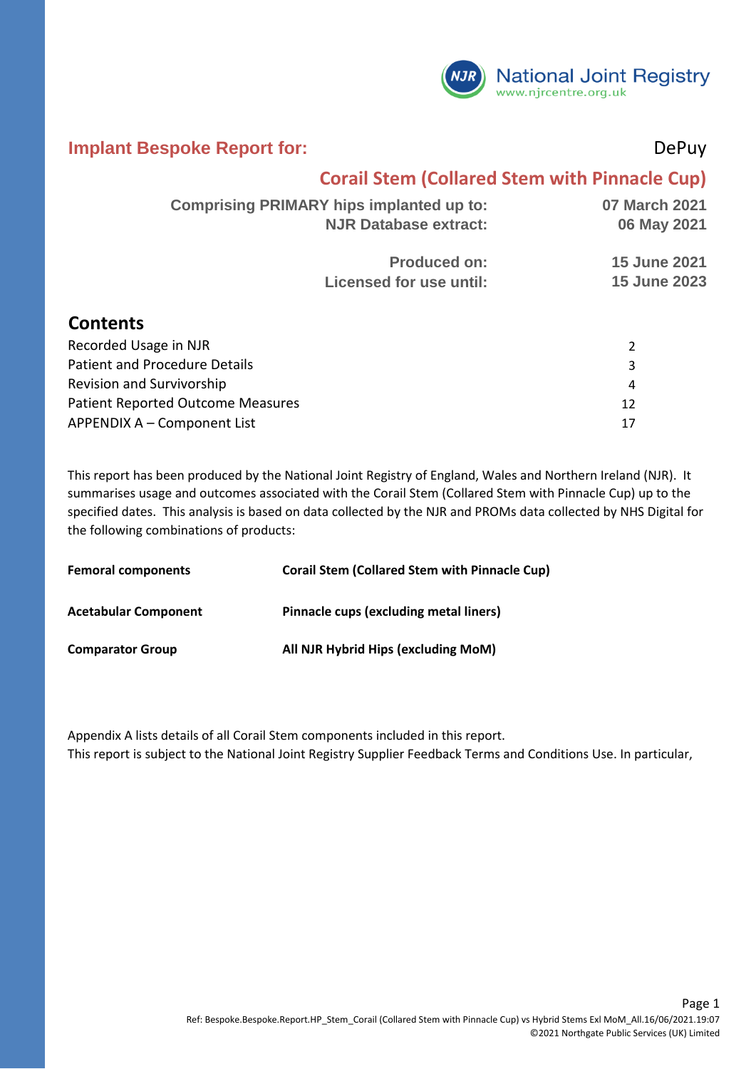National Joint Registry
www.njrcentre.org.uk

# Implant Bespoke Report for: DePuy

## Corail Stem (Collared Stem with Pinnacle Cup)

| | |
|---|---|
| **Comprising PRIMARY hips implanted up to:** | **07 March 2021** |
| **NJR Database extract:** | **06 May 2021** |
| **Produced on:** | **15 June 2021** |
| **Licensed for use until:** | **15 June 2023** |

## Contents

| | |
|---|---|
| Recorded Usage in NJR | 2 |
| Patient and Procedure Details | 3 |
| Revision and Survivorship | 4 |
| Patient Reported Outcome Measures | 12 |
| APPENDIX A – Component List | 17 |

This report has been produced by the National Joint Registry of England, Wales and Northern Ireland (NJR). It summarises usage and outcomes associated with the Corail Stem (Collared Stem with Pinnacle Cup) up to the specified dates. This analysis is based on data collected by the NJR and PROMs data collected by NHS Digital for the following combinations of products:

| | |
|---|---|
| **Femoral components** | **Corail Stem (Collared Stem with Pinnacle Cup)** |
| **Acetabular Component** | **Pinnacle cups (excluding metal liners)** |
| **Comparator Group** | **All NJR Hybrid Hips (excluding MoM)** |

Appendix A lists details of all Corail Stem components included in this report.
This report is subject to the National Joint Registry Supplier Feedback Terms and Conditions Use. In particular,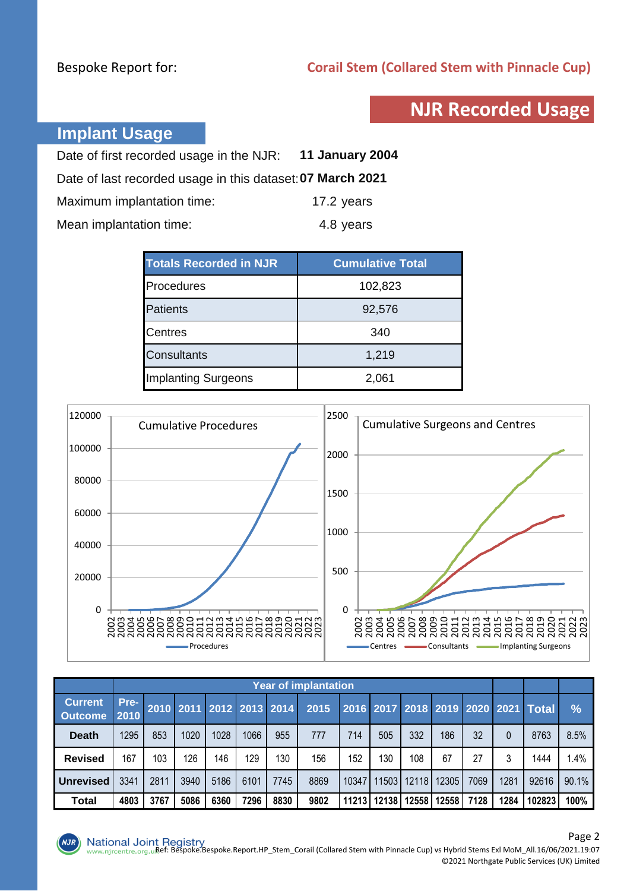Bespoke Report for: **Corail Stem (Collared Stem with Pinnacle Cup)**

# NJR Recorded Usage

## Implant Usage

Date of first recorded usage in the NJR: **11 January 2004**

Date of last recorded usage in this dataset: **07 March 2021**

Maximum implantation time: 17.2 years

Mean implantation time: 4.8 years

| Totals Recorded in NJR | Cumulative Total |
|---|---|
| Procedures | 102,823 |
| Patients | 92,576 |
| Centres | 340 |
| Consultants | 1,219 |
| Implanting Surgeons | 2,061 |

Cumulative Procedures

Cumulative Surgeons and Centres

| Current Outcome | Year of implantation | | | | | | | | | | | | | | |
|---|---|---|---|---|---|---|---|---|---|---|---|---|---|---|---|
| | Pre-2010 | 2010 | 2011 | 2012 | 2013 | 2014 | 2015 | 2016 | 2017 | 2018 | 2019 | 2020 | 2021 | Total | % |
| **Death** | 1295 | 853 | 1020 | 1028 | 1066 | 955 | 777 | 714 | 505 | 332 | 186 | 32 | 0 | 8763 | 8.5% |
| **Revised** | 167 | 103 | 126 | 146 | 129 | 130 | 156 | 152 | 130 | 108 | 67 | 27 | 3 | 1444 | 1.4% |
| **Unrevised** | 3341 | 2811 | 3940 | 5186 | 6101 | 7745 | 8869 | 10347 | 11503 | 12118 | 12305 | 7069 | 1281 | 92616 | 90.1% |
| **Total** | **4803** | **3767** | **5086** | **6360** | **7296** | **8830** | **9802** | **11213** | **12138** | **12558** | **12558** | **7128** | **1284** | **102823** | **100%** |

Ref: Bespoke.Bespoke.Report.HP_Stem_Corail (Collared Stem with Pinnacle Cup) vs Hybrid Stems Exl MoM_All.16/06/2021.19:07

©2021 Northgate Public Services (UK) Limited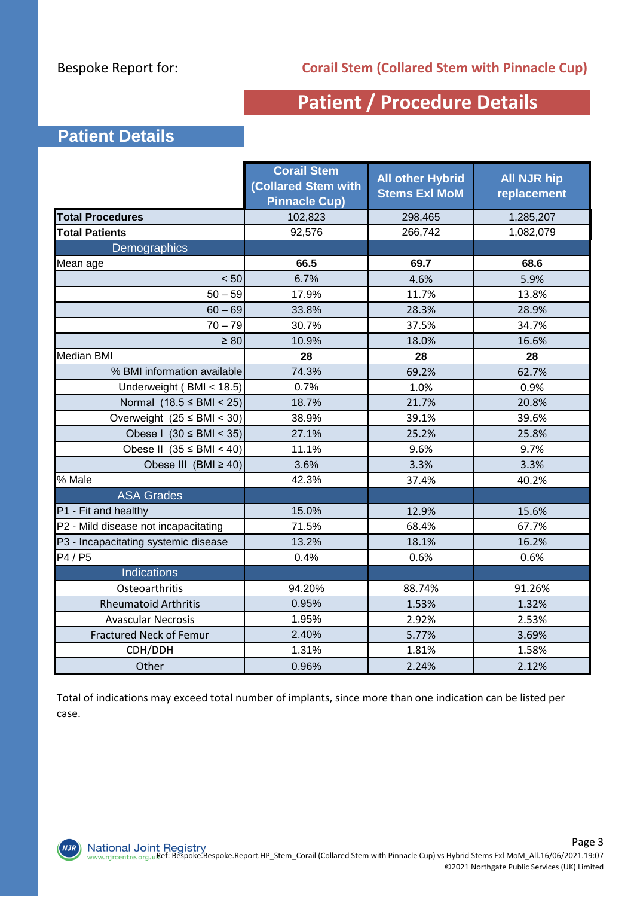Bespoke Report for: **Corail Stem (Collared Stem with Pinnacle Cup)**

# Patient / Procedure Details

## Patient Details

| | Corail Stem (Collared Stem with Pinnacle Cup) | All other Hybrid Stems Exl MoM | All NJR hip replacement |
|---|---|---|---|
| **Total Procedures** | 102,823 | 298,465 | 1,285,207 |
| **Total Patients** | 92,576 | 266,742 | 1,082,079 |
| Demographics | | | |
| Mean age | **66.5** | **69.7** | **68.6** |
| < 50 | 6.7% | 4.6% | 5.9% |
| 50 – 59 | 17.9% | 11.7% | 13.8% |
| 60 – 69 | 33.8% | 28.3% | 28.9% |
| 70 – 79 | 30.7% | 37.5% | 34.7% |
| ≥ 80 | 10.9% | 18.0% | 16.6% |
| Median BMI | **28** | **28** | **28** |
| % BMI information available | 74.3% | 69.2% | 62.7% |
| Underweight ( BMI < 18.5) | 0.7% | 1.0% | 0.9% |
| Normal (18.5 ≤ BMI < 25) | 18.7% | 21.7% | 20.8% |
| Overweight (25 ≤ BMI < 30) | 38.9% | 39.1% | 39.6% |
| Obese I (30 ≤ BMI < 35) | 27.1% | 25.2% | 25.8% |
| Obese II (35 ≤ BMI < 40) | 11.1% | 9.6% | 9.7% |
| Obese III (BMI ≥ 40) | 3.6% | 3.3% | 3.3% |
| % Male | 42.3% | 37.4% | 40.2% |
| ASA Grades | | | |
| P1 - Fit and healthy | 15.0% | 12.9% | 15.6% |
| P2 - Mild disease not incapacitating | 71.5% | 68.4% | 67.7% |
| P3 - Incapacitating systemic disease | 13.2% | 18.1% | 16.2% |
| P4 / P5 | 0.4% | 0.6% | 0.6% |
| Indications | | | |
| Osteoarthritis | 94.20% | 88.74% | 91.26% |
| Rheumatoid Arthritis | 0.95% | 1.53% | 1.32% |
| Avascular Necrosis | 1.95% | 2.92% | 2.53% |
| Fractured Neck of Femur | 2.40% | 5.77% | 3.69% |
| CDH/DDH | 1.31% | 1.81% | 1.58% |
| Other | 0.96% | 2.24% | 2.12% |

Total of indications may exceed total number of implants, since more than one indication can be listed per case.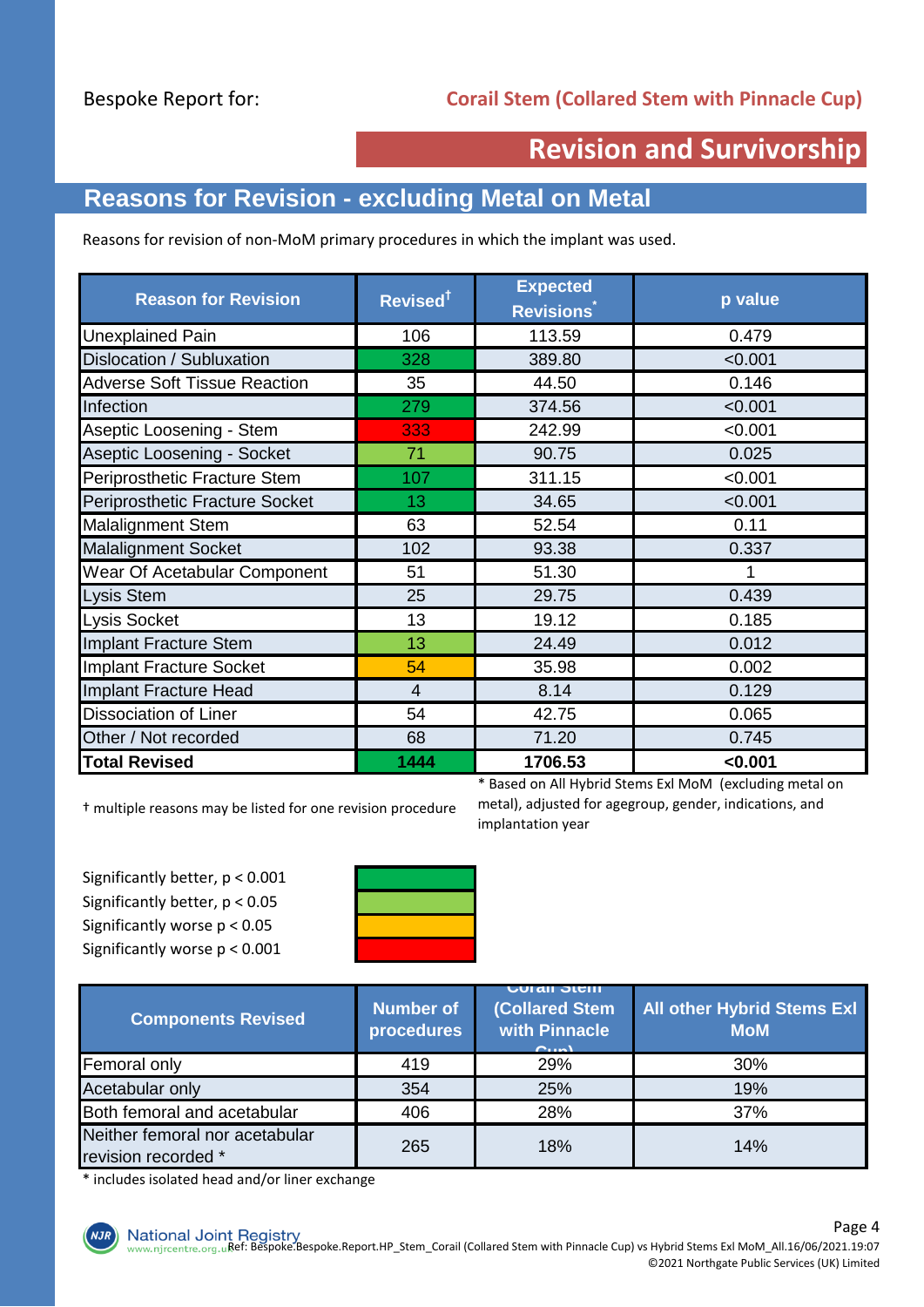Bespoke Report for: **Corail Stem (Collared Stem with Pinnacle Cup)**

# Revision and Survivorship

## Reasons for Revision - excluding Metal on Metal

Reasons for revision of non-MoM primary procedures in which the implant was used.

| Reason for Revision | Revised† | Expected Revisions* | p value |
|---|---|---|---|
| Unexplained Pain | 106 | 113.59 | 0.479 |
| Dislocation / Subluxation | 328 | 389.80 | <0.001 |
| Adverse Soft Tissue Reaction | 35 | 44.50 | 0.146 |
| Infection | 279 | 374.56 | <0.001 |
| Aseptic Loosening - Stem | 333 | 242.99 | <0.001 |
| Aseptic Loosening - Socket | 71 | 90.75 | 0.025 |
| Periprosthetic Fracture Stem | 107 | 311.15 | <0.001 |
| Periprosthetic Fracture Socket | 13 | 34.65 | <0.001 |
| Malalignment Stem | 63 | 52.54 | 0.11 |
| Malalignment Socket | 102 | 93.38 | 0.337 |
| Wear Of Acetabular Component | 51 | 51.30 | 1 |
| Lysis Stem | 25 | 29.75 | 0.439 |
| Lysis Socket | 13 | 19.12 | 0.185 |
| Implant Fracture Stem | 13 | 24.49 | 0.012 |
| Implant Fracture Socket | 54 | 35.98 | 0.002 |
| Implant Fracture Head | 4 | 8.14 | 0.129 |
| Dissociation of Liner | 54 | 42.75 | 0.065 |
| Other / Not recorded | 68 | 71.20 | 0.745 |
| **Total Revised** | **1444** | **1706.53** | **<0.001** |

† multiple reasons may be listed for one revision procedure

* Based on All Hybrid Stems Exl MoM (excluding metal on metal), adjusted for agegroup, gender, indications, and implantation year

Significantly better, $p < 0.001$
Significantly better, $p < 0.05$
Significantly worse $p < 0.05$
Significantly worse $p < 0.001$

| Components Revised | Number of procedures | Corail Stem (Collared Stem with Pinnacle Cup) | All other Hybrid Stems Exl MoM |
|---|---|---|---|
| Femoral only | 419 | 29% | 30% |
| Acetabular only | 354 | 25% | 19% |
| Both femoral and acetabular | 406 | 28% | 37% |
| Neither femoral nor acetabular revision recorded * | 265 | 18% | 14% |

* includes isolated head and/or liner exchange

Ref: Bespoke.Bespoke.Report.HP_Stem_Corail (Collared Stem with Pinnacle Cup) vs Hybrid Stems Exl MoM_All.16/06/2021.19:07
©2021 Northgate Public Services (UK) Limited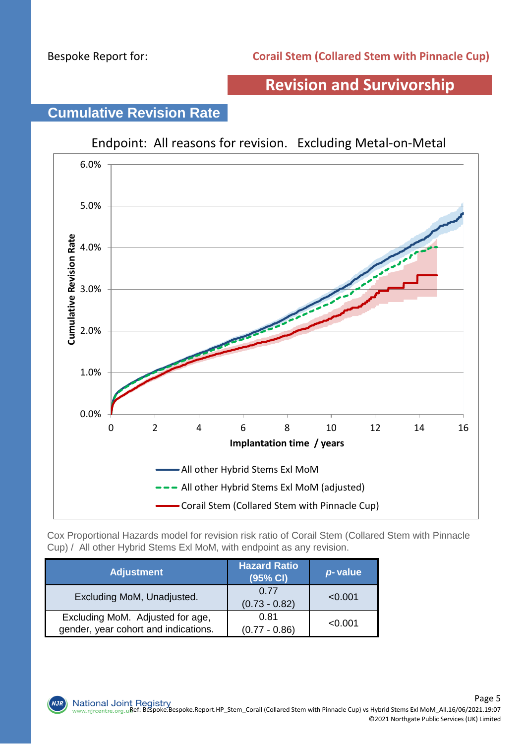Bespoke Report for: **Corail Stem (Collared Stem with Pinnacle Cup)**

# Revision and Survivorship

## Cumulative Revision Rate

Endpoint: All reasons for revision. Excluding Metal-on-Metal

Cox Proportional Hazards model for revision risk ratio of Corail Stem (Collared Stem with Pinnacle Cup) / All other Hybrid Stems Exl MoM, with endpoint as any revision.

| Adjustment | Hazard Ratio (95% CI) | *p*- value |
|---|---|---|
| Excluding MoM, Unadjusted. | 0.77 (0.73 - 0.82) | <0.001 |
| Excluding MoM. Adjusted for age, gender, year cohort and indications. | 0.81 (0.77 - 0.86) | <0.001 |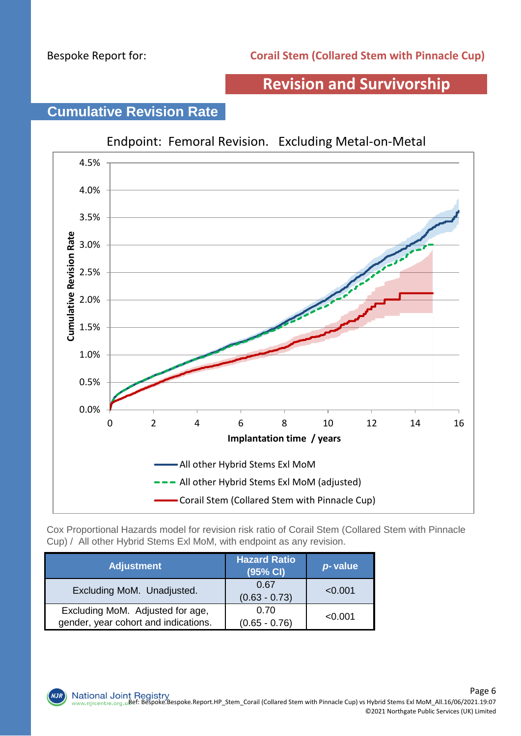Bespoke Report for: **Corail Stem (Collared Stem with Pinnacle Cup)**

# Revision and Survivorship

## Cumulative Revision Rate

Endpoint: Femoral Revision. Excluding Metal-on-Metal

Cumulative Revision Rate

Implantation time / years

- All other Hybrid Stems Exl MoM
- All other Hybrid Stems Exl MoM (adjusted)
- Corail Stem (Collared Stem with Pinnacle Cup)

Cox Proportional Hazards model for revision risk ratio of Corail Stem (Collared Stem with Pinnacle Cup) / All other Hybrid Stems Exl MoM, with endpoint as any revision.

| Adjustment | Hazard Ratio (95% CI) | *p*- value |
|---|---|---|
| Excluding MoM. Unadjusted. | 0.67 (0.63 - 0.73) | <0.001 |
| Excluding MoM. Adjusted for age, gender, year cohort and indications. | 0.70 (0.65 - 0.76) | <0.001 |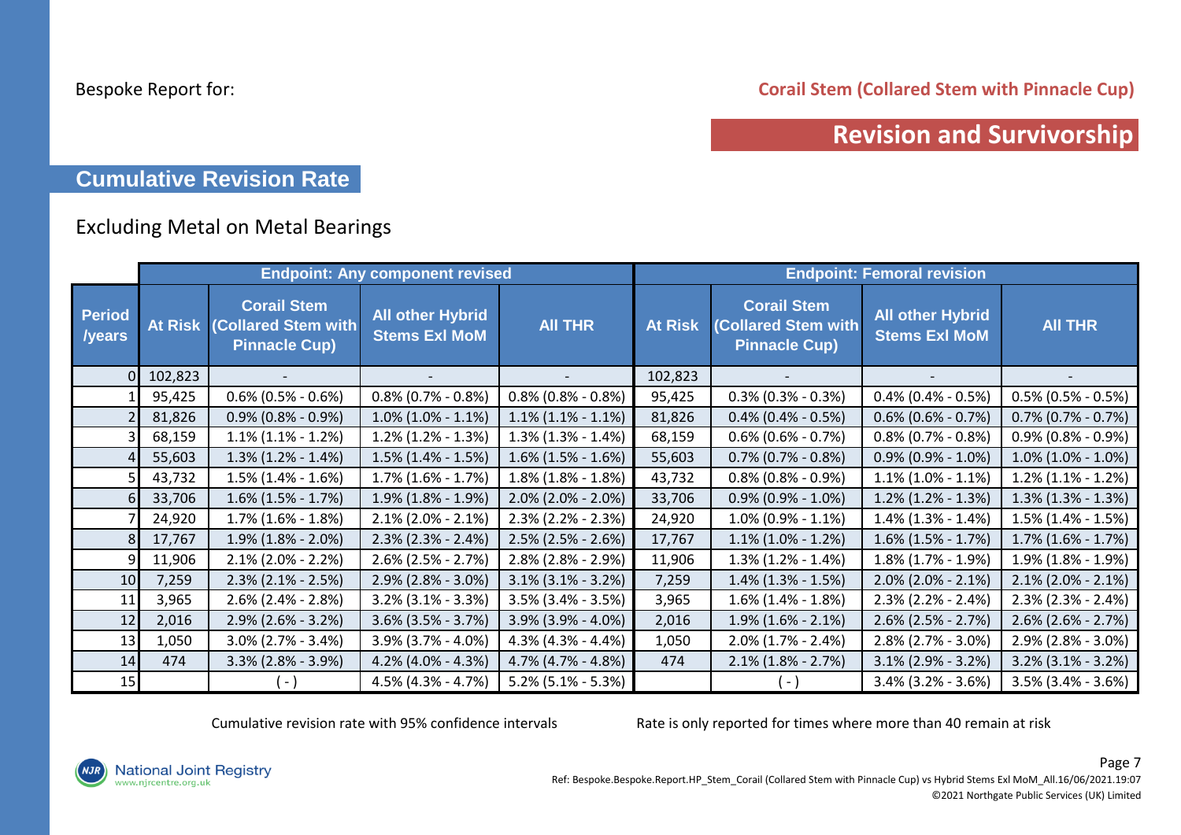Bespoke Report for: **Corail Stem (Collared Stem with Pinnacle Cup)**

## Revision and Survivorship

### Cumulative Revision Rate

Excluding Metal on Metal Bearings

| Period /years | Endpoint: Any component revised | | | | Endpoint: Femoral revision | | | |
|---|---|---|---|---|---|---|---|---|
| | At Risk | Corail Stem (Collared Stem with Pinnacle Cup) | All other Hybrid Stems Exl MoM | All THR | At Risk | Corail Stem (Collared Stem with Pinnacle Cup) | All other Hybrid Stems Exl MoM | All THR |
| 0 | 102,823 | - | - | - | 102,823 | - | - | - |
| 1 | 95,425 | 0.6% (0.5% - 0.6%) | 0.8% (0.7% - 0.8%) | 0.8% (0.8% - 0.8%) | 95,425 | 0.3% (0.3% - 0.3%) | 0.4% (0.4% - 0.5%) | 0.5% (0.5% - 0.5%) |
| 2 | 81,826 | 0.9% (0.8% - 0.9%) | 1.0% (1.0% - 1.1%) | 1.1% (1.1% - 1.1%) | 81,826 | 0.4% (0.4% - 0.5%) | 0.6% (0.6% - 0.7%) | 0.7% (0.7% - 0.7%) |
| 3 | 68,159 | 1.1% (1.1% - 1.2%) | 1.2% (1.2% - 1.3%) | 1.3% (1.3% - 1.4%) | 68,159 | 0.6% (0.6% - 0.7%) | 0.8% (0.7% - 0.8%) | 0.9% (0.8% - 0.9%) |
| 4 | 55,603 | 1.3% (1.2% - 1.4%) | 1.5% (1.4% - 1.5%) | 1.6% (1.5% - 1.6%) | 55,603 | 0.7% (0.7% - 0.8%) | 0.9% (0.9% - 1.0%) | 1.0% (1.0% - 1.0%) |
| 5 | 43,732 | 1.5% (1.4% - 1.6%) | 1.7% (1.6% - 1.7%) | 1.8% (1.8% - 1.8%) | 43,732 | 0.8% (0.8% - 0.9%) | 1.1% (1.0% - 1.1%) | 1.2% (1.1% - 1.2%) |
| 6 | 33,706 | 1.6% (1.5% - 1.7%) | 1.9% (1.8% - 1.9%) | 2.0% (2.0% - 2.0%) | 33,706 | 0.9% (0.9% - 1.0%) | 1.2% (1.2% - 1.3%) | 1.3% (1.3% - 1.3%) |
| 7 | 24,920 | 1.7% (1.6% - 1.8%) | 2.1% (2.0% - 2.1%) | 2.3% (2.2% - 2.3%) | 24,920 | 1.0% (0.9% - 1.1%) | 1.4% (1.3% - 1.4%) | 1.5% (1.4% - 1.5%) |
| 8 | 17,767 | 1.9% (1.8% - 2.0%) | 2.3% (2.3% - 2.4%) | 2.5% (2.5% - 2.6%) | 17,767 | 1.1% (1.0% - 1.2%) | 1.6% (1.5% - 1.7%) | 1.7% (1.6% - 1.7%) |
| 9 | 11,906 | 2.1% (2.0% - 2.2%) | 2.6% (2.5% - 2.7%) | 2.8% (2.8% - 2.9%) | 11,906 | 1.3% (1.2% - 1.4%) | 1.8% (1.7% - 1.9%) | 1.9% (1.8% - 1.9%) |
| 10 | 7,259 | 2.3% (2.1% - 2.5%) | 2.9% (2.8% - 3.0%) | 3.1% (3.1% - 3.2%) | 7,259 | 1.4% (1.3% - 1.5%) | 2.0% (2.0% - 2.1%) | 2.1% (2.0% - 2.1%) |
| 11 | 3,965 | 2.6% (2.4% - 2.8%) | 3.2% (3.1% - 3.3%) | 3.5% (3.4% - 3.5%) | 3,965 | 1.6% (1.4% - 1.8%) | 2.3% (2.2% - 2.4%) | 2.3% (2.3% - 2.4%) |
| 12 | 2,016 | 2.9% (2.6% - 3.2%) | 3.6% (3.5% - 3.7%) | 3.9% (3.9% - 4.0%) | 2,016 | 1.9% (1.6% - 2.1%) | 2.6% (2.5% - 2.7%) | 2.6% (2.6% - 2.7%) |
| 13 | 1,050 | 3.0% (2.7% - 3.4%) | 3.9% (3.7% - 4.0%) | 4.3% (4.3% - 4.4%) | 1,050 | 2.0% (1.7% - 2.4%) | 2.8% (2.7% - 3.0%) | 2.9% (2.8% - 3.0%) |
| 14 | 474 | 3.3% (2.8% - 3.9%) | 4.2% (4.0% - 4.3%) | 4.7% (4.7% - 4.8%) | 474 | 2.1% (1.8% - 2.7%) | 3.1% (2.9% - 3.2%) | 3.2% (3.1% - 3.2%) |
| 15 | | ( - ) | 4.5% (4.3% - 4.7%) | 5.2% (5.1% - 5.3%) | | ( - ) | 3.4% (3.2% - 3.6%) | 3.5% (3.4% - 3.6%) |

Cumulative revision rate with 95% confidence intervals

Rate is only reported for times where more than 40 remain at risk

National Joint Registry
www.njrcentre.org.uk

Ref: Bespoke.Bespoke.Report.HP_Stem_Corail (Collared Stem with Pinnacle Cup) vs Hybrid Stems Exl MoM_All.16/06/2021.19:07
©2021 Northgate Public Services (UK) Limited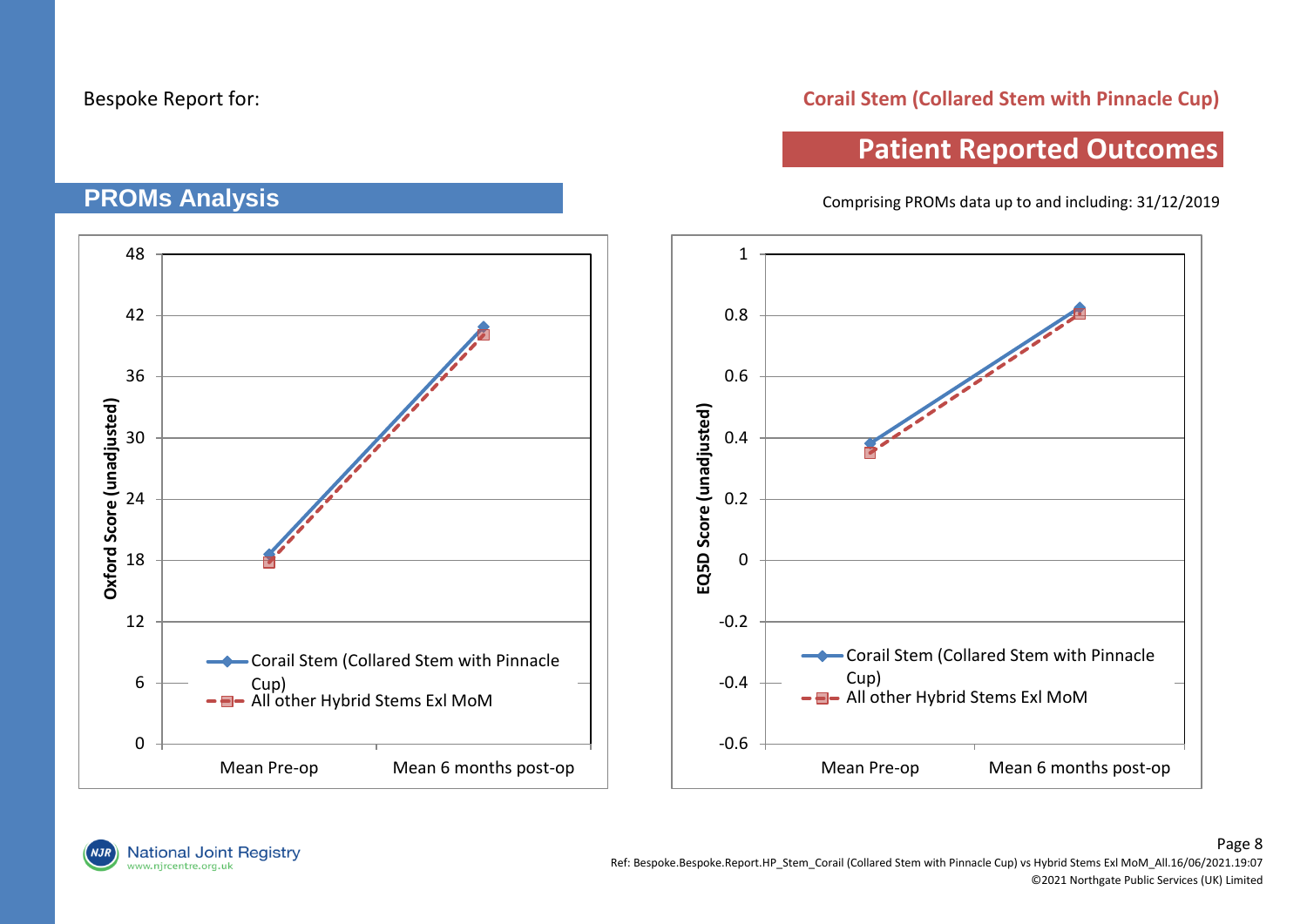Bespoke Report for:

**Corail Stem (Collared Stem with Pinnacle Cup)**

# Patient Reported Outcomes

## PROMs Analysis

Comprising PROMs data up to and including: 31/12/2019

Oxford Score (unadjusted)

- Corail Stem (Collared Stem with Pinnacle Cup)
- All other Hybrid Stems Exl MoM

Mean Pre-op | Mean 6 months post-op

EQ5D Score (unadjusted)

- Corail Stem (Collared Stem with Pinnacle Cup)
- All other Hybrid Stems Exl MoM

Mean Pre-op | Mean 6 months post-op

Ref: Bespoke.Bespoke.Report.HP_Stem_Corail (Collared Stem with Pinnacle Cup) vs Hybrid Stems Exl MoM_All.16/06/2021.19:07

©2021 Northgate Public Services (UK) Limited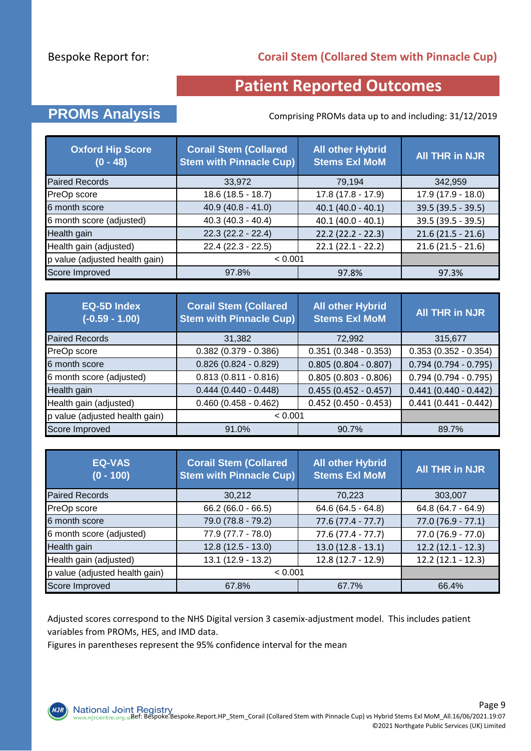Bespoke Report for: **Corail Stem (Collared Stem with Pinnacle Cup)**

# Patient Reported Outcomes

## PROMs Analysis

Comprising PROMs data up to and including: 31/12/2019

| Oxford Hip Score (0 - 48) | Corail Stem (Collared Stem with Pinnacle Cup) | All other Hybrid Stems Exl MoM | All THR in NJR |
|---|---|---|---|
| Paired Records | 33,972 | 79,194 | 342,959 |
| PreOp score | 18.6 (18.5 - 18.7) | 17.8 (17.8 - 17.9) | 17.9 (17.9 - 18.0) |
| 6 month score | 40.9 (40.8 - 41.0) | 40.1 (40.0 - 40.1) | 39.5 (39.5 - 39.5) |
| 6 month score (adjusted) | 40.3 (40.3 - 40.4) | 40.1 (40.0 - 40.1) | 39.5 (39.5 - 39.5) |
| Health gain | 22.3 (22.2 - 22.4) | 22.2 (22.2 - 22.3) | 21.6 (21.5 - 21.6) |
| Health gain (adjusted) | 22.4 (22.3 - 22.5) | 22.1 (22.1 - 22.2) | 21.6 (21.5 - 21.6) |
| p value (adjusted health gain) | < 0.001 | | |
| Score Improved | 97.8% | 97.8% | 97.3% |

| EQ-5D Index (-0.59 - 1.00) | Corail Stem (Collared Stem with Pinnacle Cup) | All other Hybrid Stems Exl MoM | All THR in NJR |
|---|---|---|---|
| Paired Records | 31,382 | 72,992 | 315,677 |
| PreOp score | 0.382 (0.379 - 0.386) | 0.351 (0.348 - 0.353) | 0.353 (0.352 - 0.354) |
| 6 month score | 0.826 (0.824 - 0.829) | 0.805 (0.804 - 0.807) | 0.794 (0.794 - 0.795) |
| 6 month score (adjusted) | 0.813 (0.811 - 0.816) | 0.805 (0.803 - 0.806) | 0.794 (0.794 - 0.795) |
| Health gain | 0.444 (0.440 - 0.448) | 0.455 (0.452 - 0.457) | 0.441 (0.440 - 0.442) |
| Health gain (adjusted) | 0.460 (0.458 - 0.462) | 0.452 (0.450 - 0.453) | 0.441 (0.441 - 0.442) |
| p value (adjusted health gain) | < 0.001 | | |
| Score Improved | 91.0% | 90.7% | 89.7% |

| EQ-VAS (0 - 100) | Corail Stem (Collared Stem with Pinnacle Cup) | All other Hybrid Stems Exl MoM | All THR in NJR |
|---|---|---|---|
| Paired Records | 30,212 | 70,223 | 303,007 |
| PreOp score | 66.2 (66.0 - 66.5) | 64.6 (64.5 - 64.8) | 64.8 (64.7 - 64.9) |
| 6 month score | 79.0 (78.8 - 79.2) | 77.6 (77.4 - 77.7) | 77.0 (76.9 - 77.1) |
| 6 month score (adjusted) | 77.9 (77.7 - 78.0) | 77.6 (77.4 - 77.7) | 77.0 (76.9 - 77.0) |
| Health gain | 12.8 (12.5 - 13.0) | 13.0 (12.8 - 13.1) | 12.2 (12.1 - 12.3) |
| Health gain (adjusted) | 13.1 (12.9 - 13.2) | 12.8 (12.7 - 12.9) | 12.2 (12.1 - 12.3) |
| p value (adjusted health gain) | < 0.001 | | |
| Score Improved | 67.8% | 67.7% | 66.4% |

Adjusted scores correspond to the NHS Digital version 3 casemix-adjustment model. This includes patient variables from PROMs, HES, and IMD data.
Figures in parentheses represent the 95% confidence interval for the mean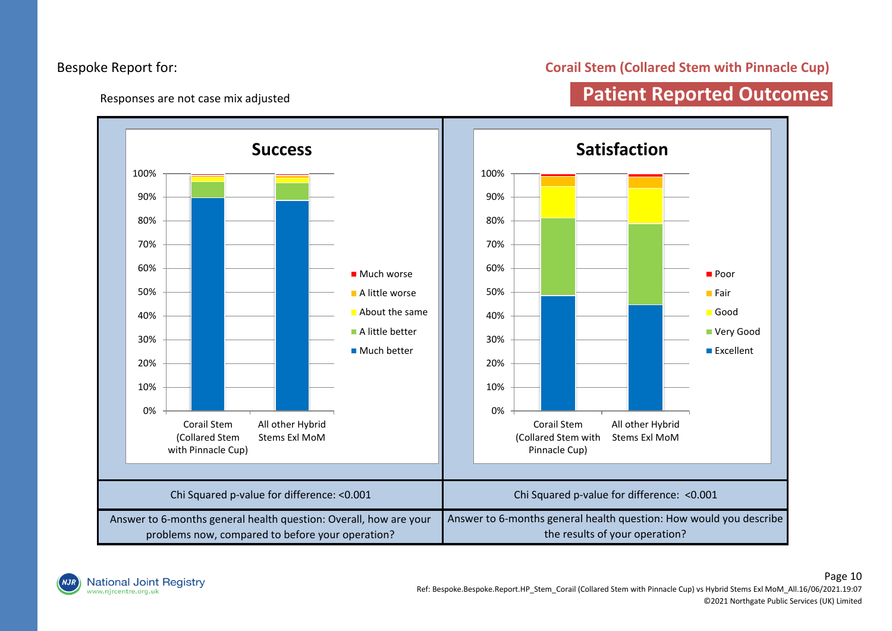Bespoke Report for:

## Corail Stem (Collared Stem with Pinnacle Cup)

# Patient Reported Outcomes

Responses are not case mix adjusted

### Success

Legend: Much worse, A little worse, About the same, A little better, Much better

Bars: Corail Stem (Collared Stem with Pinnacle Cup); All other Hybrid Stems Exl MoM

### Satisfaction

Legend: Poor, Fair, Good, Very Good, Excellent

Bars: Corail Stem (Collared Stem with Pinnacle Cup); All other Hybrid Stems Exl MoM

| Success | Satisfaction |
|---|---|
| Chi Squared p-value for difference: <0.001 | Chi Squared p-value for difference: <0.001 |
| Answer to 6-months general health question: Overall, how are your problems now, compared to before your operation? | Answer to 6-months general health question: How would you describe the results of your operation? |

Ref: Bespoke.Bespoke.Report.HP_Stem_Corail (Collared Stem with Pinnacle Cup) vs Hybrid Stems Exl MoM_All.16/06/2021.19:07

©2021 Northgate Public Services (UK) Limited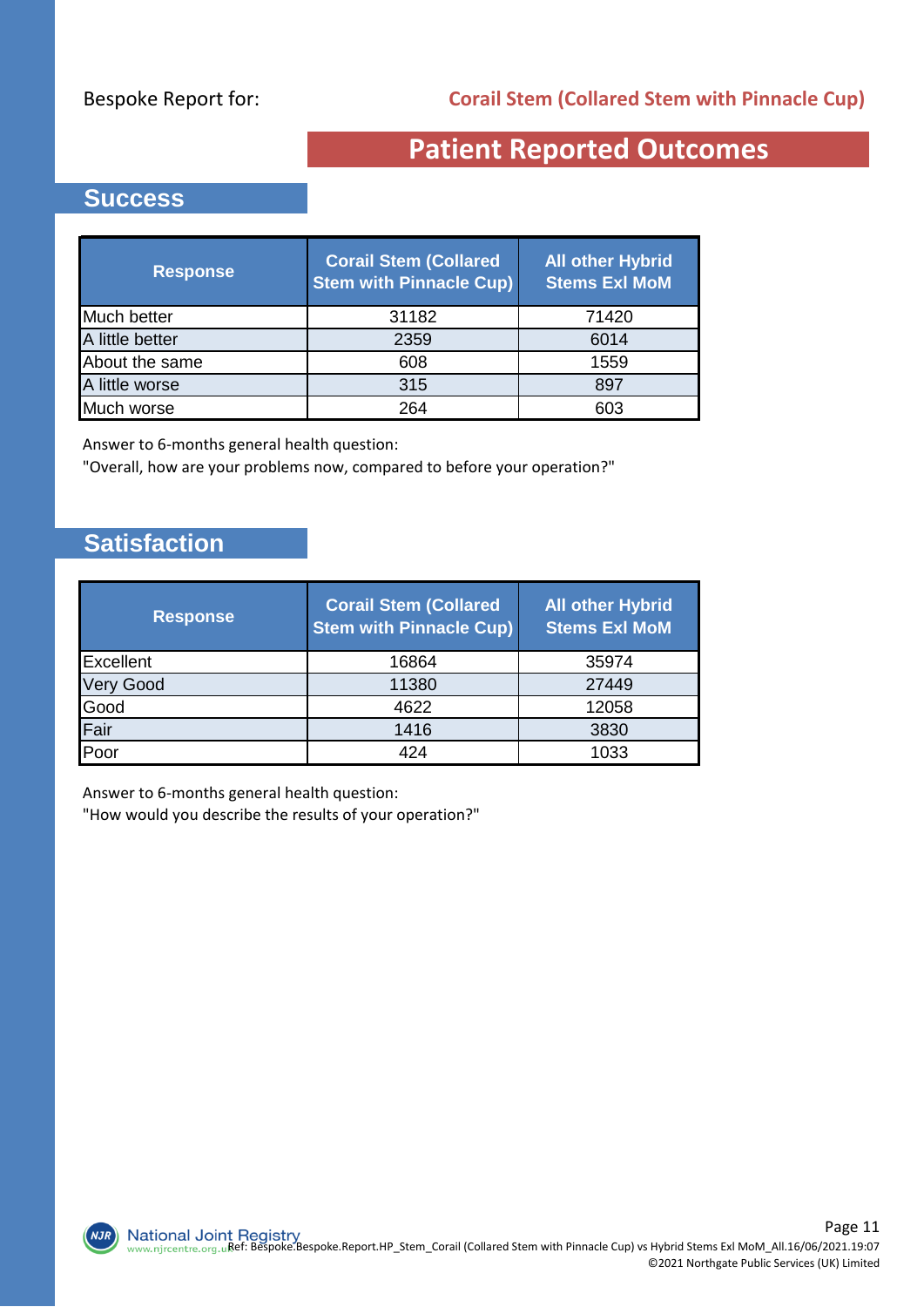Bespoke Report for: **Corail Stem (Collared Stem with Pinnacle Cup)**

# Patient Reported Outcomes

## Success

| Response | Corail Stem (Collared Stem with Pinnacle Cup) | All other Hybrid Stems Exl MoM |
|---|---|---|
| Much better | 31182 | 71420 |
| A little better | 2359 | 6014 |
| About the same | 608 | 1559 |
| A little worse | 315 | 897 |
| Much worse | 264 | 603 |

Answer to 6-months general health question:
"Overall, how are your problems now, compared to before your operation?"

## Satisfaction

| Response | Corail Stem (Collared Stem with Pinnacle Cup) | All other Hybrid Stems Exl MoM |
|---|---|---|
| Excellent | 16864 | 35974 |
| Very Good | 11380 | 27449 |
| Good | 4622 | 12058 |
| Fair | 1416 | 3830 |
| Poor | 424 | 1033 |

Answer to 6-months general health question:
"How would you describe the results of your operation?"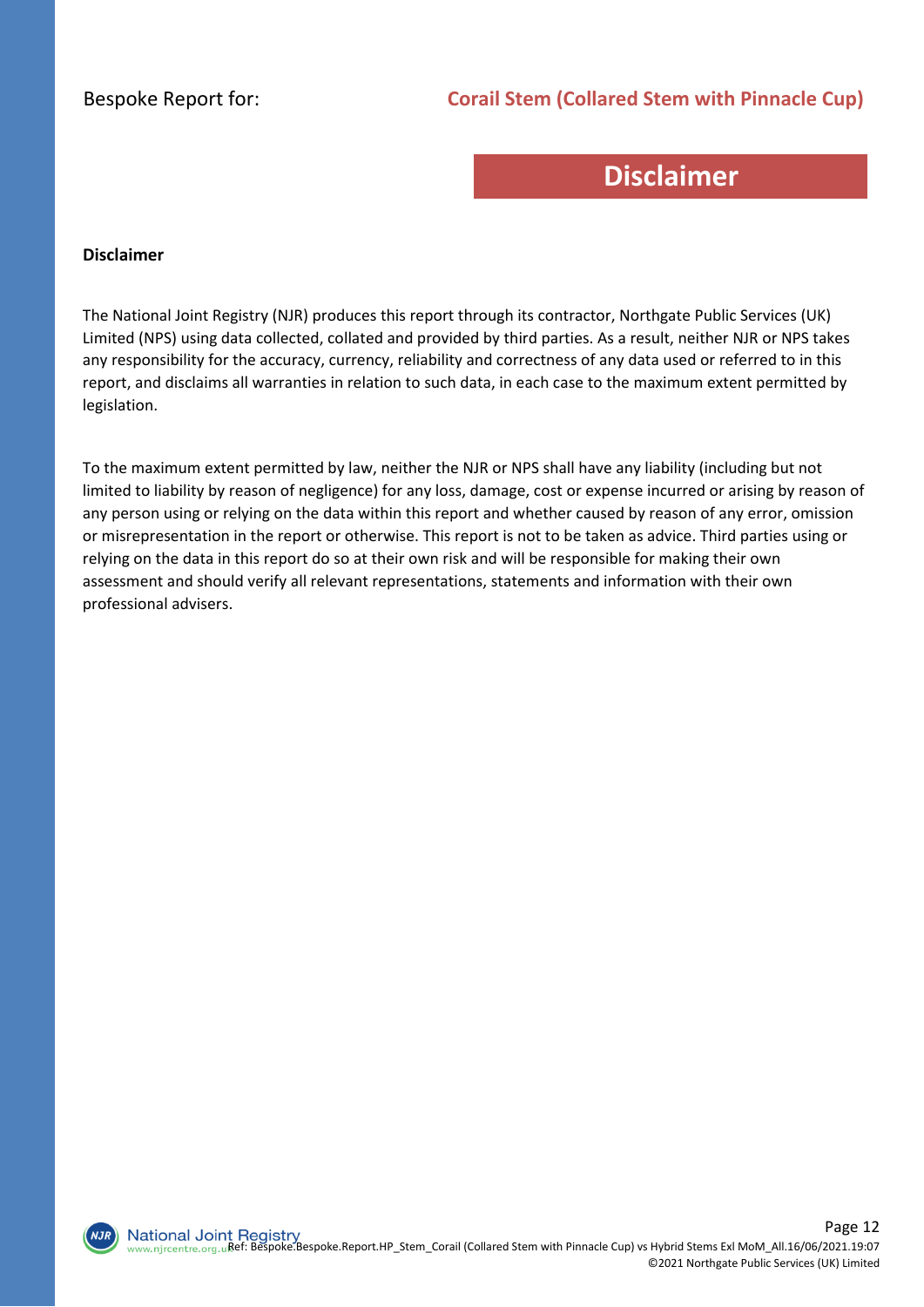# Disclaimer

**Disclaimer**

The National Joint Registry (NJR) produces this report through its contractor, Northgate Public Services (UK) Limited (NPS) using data collected, collated and provided by third parties. As a result, neither NJR or NPS takes any responsibility for the accuracy, currency, reliability and correctness of any data used or referred to in this report, and disclaims all warranties in relation to such data, in each case to the maximum extent permitted by legislation.

To the maximum extent permitted by law, neither the NJR or NPS shall have any liability (including but not limited to liability by reason of negligence) for any loss, damage, cost or expense incurred or arising by reason of any person using or relying on the data within this report and whether caused by reason of any error, omission or misrepresentation in the report or otherwise. This report is not to be taken as advice. Third parties using or relying on the data in this report do so at their own risk and will be responsible for making their own assessment and should verify all relevant representations, statements and information with their own professional advisers.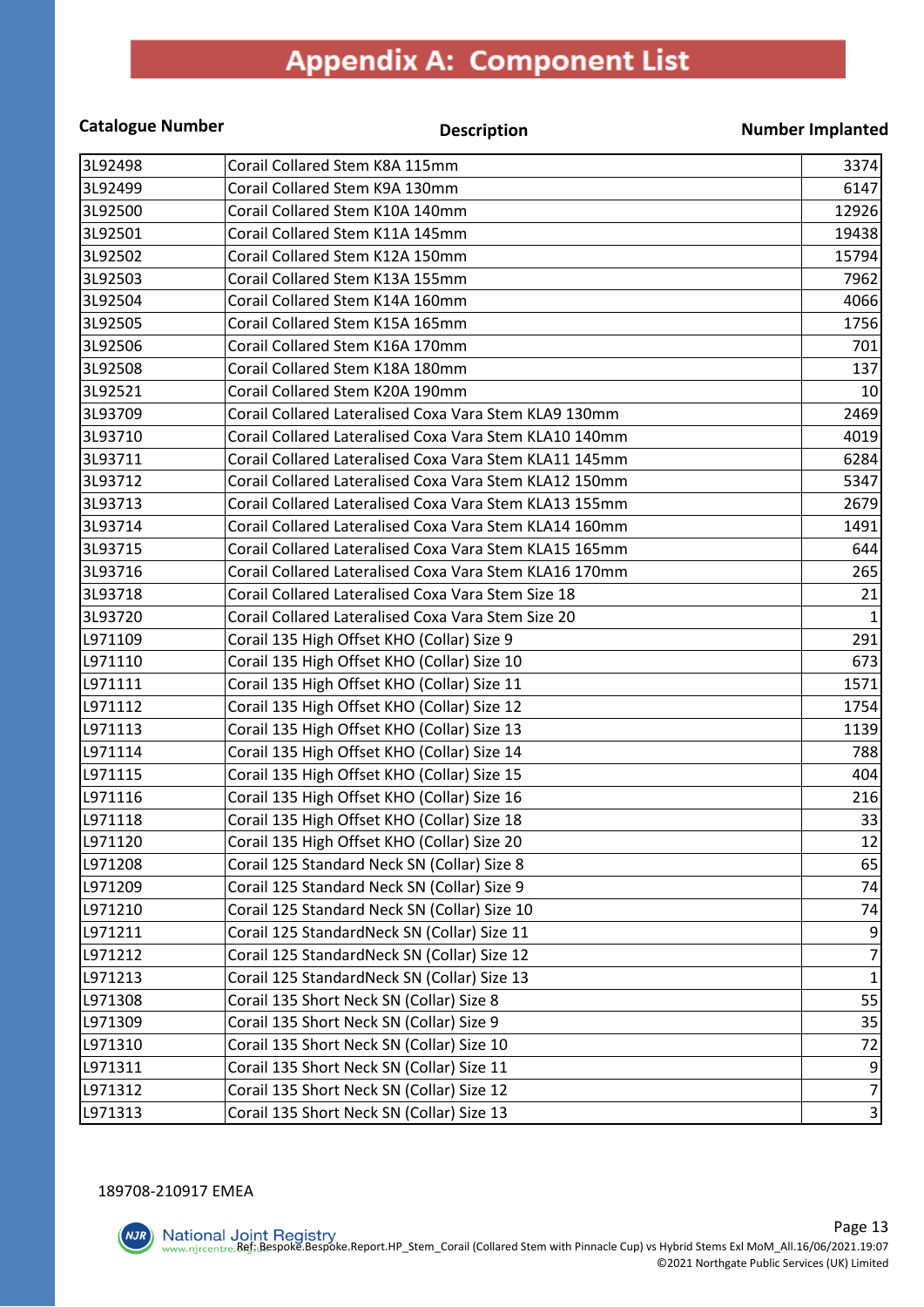# Appendix A: Component List

| Catalogue Number | Description | Number Implanted |
|---|---|---|
| 3L92498 | Corail Collared Stem K8A 115mm | 3374 |
| 3L92499 | Corail Collared Stem K9A 130mm | 6147 |
| 3L92500 | Corail Collared Stem K10A 140mm | 12926 |
| 3L92501 | Corail Collared Stem K11A 145mm | 19438 |
| 3L92502 | Corail Collared Stem K12A 150mm | 15794 |
| 3L92503 | Corail Collared Stem K13A 155mm | 7962 |
| 3L92504 | Corail Collared Stem K14A 160mm | 4066 |
| 3L92505 | Corail Collared Stem K15A 165mm | 1756 |
| 3L92506 | Corail Collared Stem K16A 170mm | 701 |
| 3L92508 | Corail Collared Stem K18A 180mm | 137 |
| 3L92521 | Corail Collared Stem K20A 190mm | 10 |
| 3L93709 | Corail Collared Lateralised Coxa Vara Stem KLA9 130mm | 2469 |
| 3L93710 | Corail Collared Lateralised Coxa Vara Stem KLA10 140mm | 4019 |
| 3L93711 | Corail Collared Lateralised Coxa Vara Stem KLA11 145mm | 6284 |
| 3L93712 | Corail Collared Lateralised Coxa Vara Stem KLA12 150mm | 5347 |
| 3L93713 | Corail Collared Lateralised Coxa Vara Stem KLA13 155mm | 2679 |
| 3L93714 | Corail Collared Lateralised Coxa Vara Stem KLA14 160mm | 1491 |
| 3L93715 | Corail Collared Lateralised Coxa Vara Stem KLA15 165mm | 644 |
| 3L93716 | Corail Collared Lateralised Coxa Vara Stem KLA16 170mm | 265 |
| 3L93718 | Corail Collared Lateralised Coxa Vara Stem Size 18 | 21 |
| 3L93720 | Corail Collared Lateralised Coxa Vara Stem Size 20 | 1 |
| L971109 | Corail 135 High Offset KHO (Collar) Size 9 | 291 |
| L971110 | Corail 135 High Offset KHO (Collar) Size 10 | 673 |
| L971111 | Corail 135 High Offset KHO (Collar) Size 11 | 1571 |
| L971112 | Corail 135 High Offset KHO (Collar) Size 12 | 1754 |
| L971113 | Corail 135 High Offset KHO (Collar) Size 13 | 1139 |
| L971114 | Corail 135 High Offset KHO (Collar) Size 14 | 788 |
| L971115 | Corail 135 High Offset KHO (Collar) Size 15 | 404 |
| L971116 | Corail 135 High Offset KHO (Collar) Size 16 | 216 |
| L971118 | Corail 135 High Offset KHO (Collar) Size 18 | 33 |
| L971120 | Corail 135 High Offset KHO (Collar) Size 20 | 12 |
| L971208 | Corail 125 Standard Neck SN (Collar) Size 8 | 65 |
| L971209 | Corail 125 Standard Neck SN (Collar) Size 9 | 74 |
| L971210 | Corail 125 Standard Neck SN (Collar) Size 10 | 74 |
| L971211 | Corail 125 StandardNeck SN (Collar) Size 11 | 9 |
| L971212 | Corail 125 StandardNeck SN (Collar) Size 12 | 7 |
| L971213 | Corail 125 StandardNeck SN (Collar) Size 13 | 1 |
| L971308 | Corail 135 Short Neck SN (Collar) Size 8 | 55 |
| L971309 | Corail 135 Short Neck SN (Collar) Size 9 | 35 |
| L971310 | Corail 135 Short Neck SN (Collar) Size 10 | 72 |
| L971311 | Corail 135 Short Neck SN (Collar) Size 11 | 9 |
| L971312 | Corail 135 Short Neck SN (Collar) Size 12 | 7 |
| L971313 | Corail 135 Short Neck SN (Collar) Size 13 | 3 |

189708-210917 EMEA